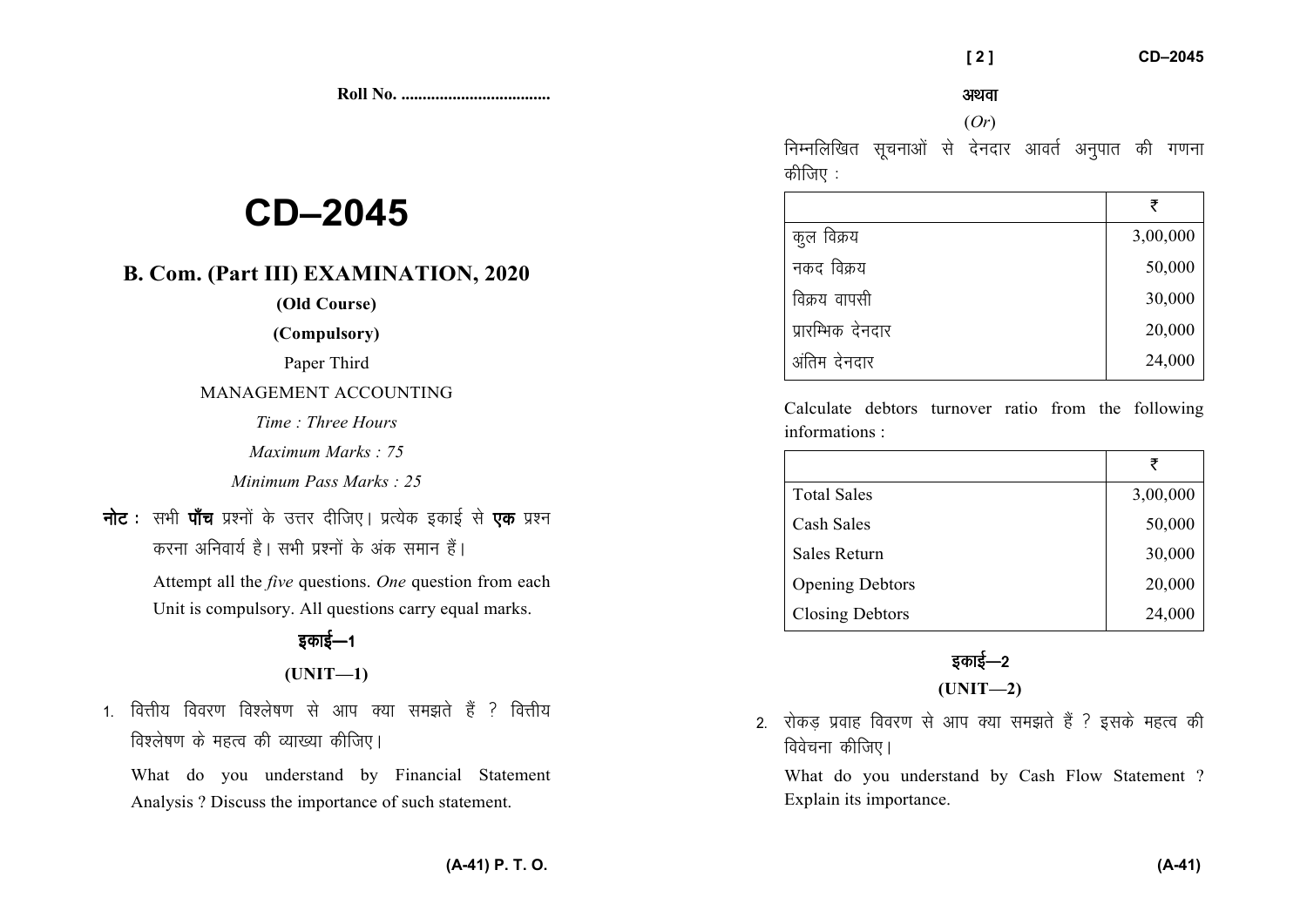Roll No. ...................................

# CD–2045

## B. Com. (Part III) EXAMINATION, 2020

**(Old Course)**

**(Compulsory)**

Paper Third

MANAGEMENT ACCOUNTING

*Time : Three Hours*

*Maximum Marks : 75*

*Minimum Pass Marks : 25*

**नोट :** सभी **पाँच** प्रश्नों के उत्तर दीजिए। प्रत्येक इकाई से **एक** प्रश्न करना अनिवार्य है। सभी प्रश्नों के अंक समान हैं।

Attempt all the *five* questions. *One* question from each Unit is compulsory. All questions carry equal marks.

### इकाई—1

### (UNIT—1)

1. वित्तीय विवरण विश्लेषण से आप क्या समझते हैं ? वित्तीय विश्लेषण के महत्व की व्याख्या कीजिए।

   What do you understand by Financial Statement Analysis ? Discuss the importance of such statement.

**अथवा**

(*Or*)

निम्नलिखित सूचनाओं से देनदार आवर्त अनुपात की गणना कीजिए :

| | ₹ |
|---|---|
| कुल विक्रय | 3,00,000 |
| नकद विक्रय | 50,000 |
| विक्रय वापसी | 30,000 |
| प्रारम्भिक देनदार | 20,000 |
| अंतिम देनदार | 24,000 |

Calculate debtors turnover ratio from the following informations :

| | ₹ |
|---|---|
| Total Sales | 3,00,000 |
| Cash Sales | 50,000 |
| Sales Return | 30,000 |
| Opening Debtors | 20,000 |
| Closing Debtors | 24,000 |

### इकाई—2

### (UNIT—2)

2. रोकड़ प्रवाह विवरण से आप क्या समझते हैं ? इसके महत्व की विवेचना कीजिए।

   What do you understand by Cash Flow Statement ? Explain its importance.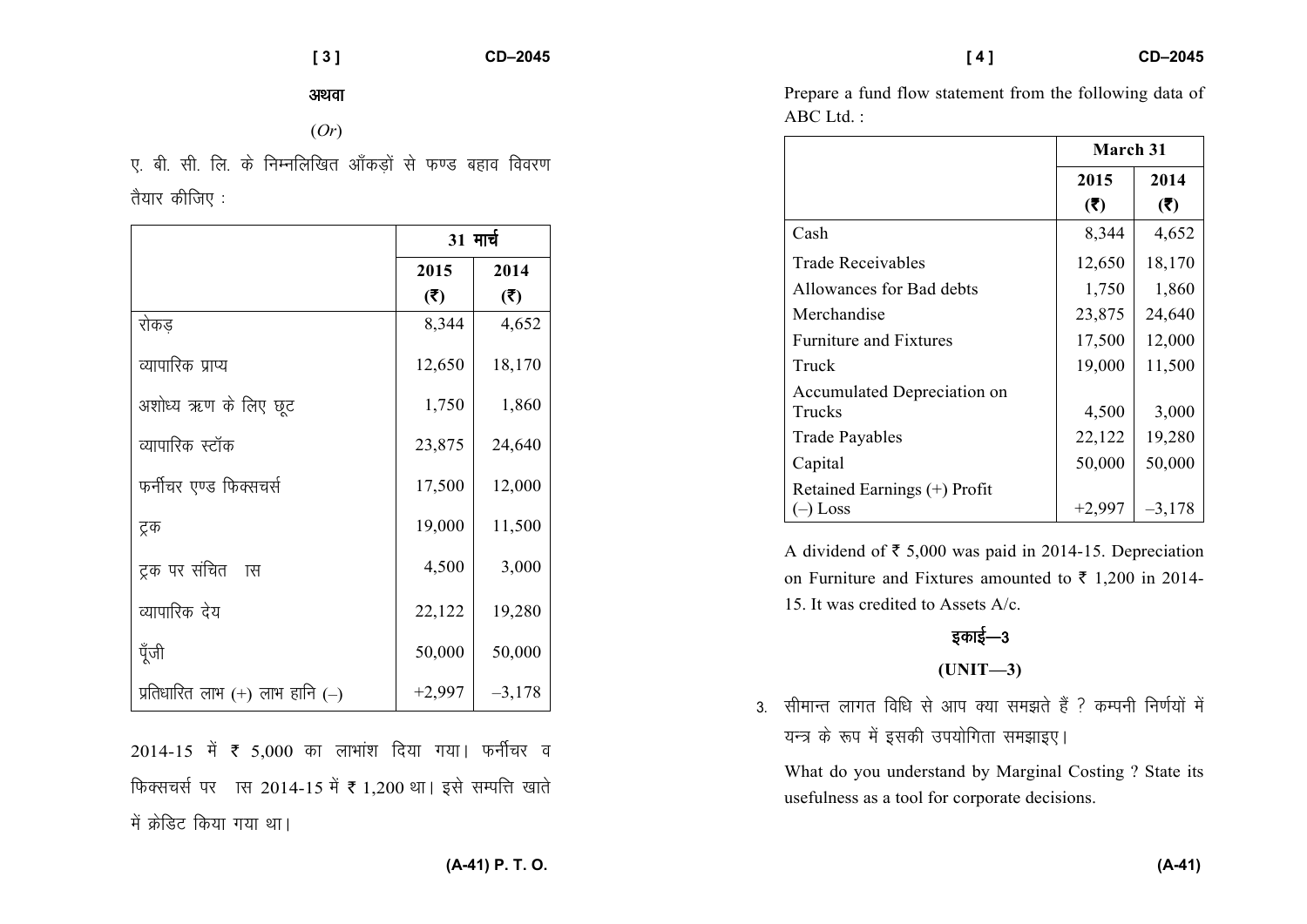अथवा

(*Or*)

ए. बी. सी. लि. के निम्नलिखित आँकड़ों से फण्ड बहाव विवरण तैयार कीजिए :

| | 31 मार्च | |
|---|---|---|
| | 2015 (₹) | 2014 (₹) |
| रोकड़ | 8,344 | 4,652 |
| व्यापारिक प्राप्य | 12,650 | 18,170 |
| अशोध्य ऋण के लिए छूट | 1,750 | 1,860 |
| व्यापारिक स्टॉक | 23,875 | 24,640 |
| फर्नीचर एण्ड फिक्सचर्स | 17,500 | 12,000 |
| ट्रक | 19,000 | 11,500 |
| ट्रक पर संचित ास | 4,500 | 3,000 |
| व्यापारिक देय | 22,122 | 19,280 |
| पूँजी | 50,000 | 50,000 |
| प्रतिधारित लाभ (+) लाभ हानि (–) | +2,997 | –3,178 |

2014-15 में ₹ 5,000 का लाभांश दिया गया। फर्नीचर व फिक्सचर्स पर ास 2014-15 में ₹ 1,200 था। इसे सम्पत्ति खाते में क्रेडिट किया गया था।

Prepare a fund flow statement from the following data of ABC Ltd. :

| | March 31 | |
|---|---|---|
| | 2015 (₹) | 2014 (₹) |
| Cash | 8,344 | 4,652 |
| Trade Receivables | 12,650 | 18,170 |
| Allowances for Bad debts | 1,750 | 1,860 |
| Merchandise | 23,875 | 24,640 |
| Furniture and Fixtures | 17,500 | 12,000 |
| Truck | 19,000 | 11,500 |
| Accumulated Depreciation on Trucks | 4,500 | 3,000 |
| Trade Payables | 22,122 | 19,280 |
| Capital | 50,000 | 50,000 |
| Retained Earnings (+) Profit (–) Loss | +2,997 | –3,178 |

A dividend of ₹ 5,000 was paid in 2014-15. Depreciation on Furniture and Fixtures amounted to ₹ 1,200 in 2014-15. It was credited to Assets A/c.

## इकाई—3

## (UNIT—3)

3. सीमान्त लागत विधि से आप क्या समझते हैं ? कम्पनी निर्णयों में यन्त्र के रूप में इसकी उपयोगिता समझाइए।

   What do you understand by Marginal Costing ? State its usefulness as a tool for corporate decisions.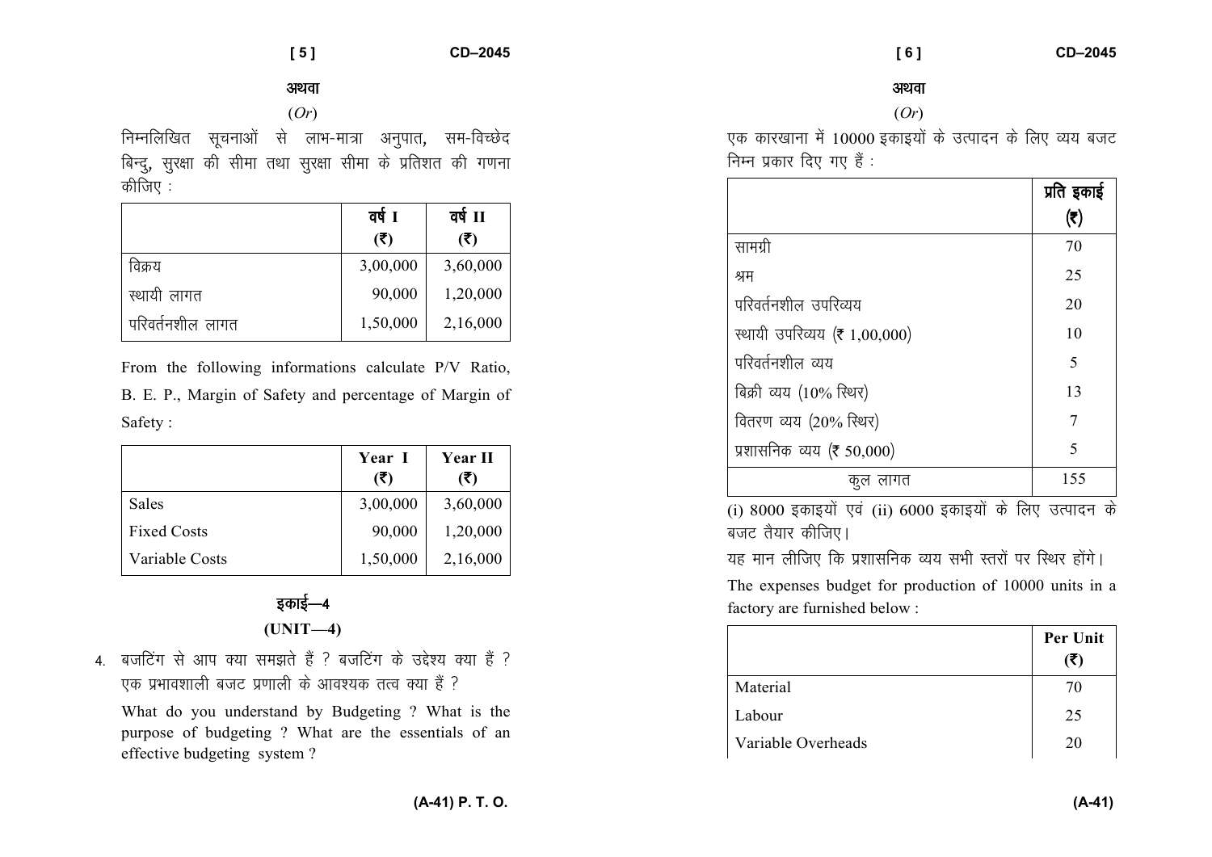अथवा

(*Or*)

निम्नलिखित सूचनाओं से लाभ-मात्रा अनुपात, सम-विच्छेद बिन्दु, सुरक्षा की सीमा तथा सुरक्षा सीमा के प्रतिशत की गणना कीजिए :

| | वर्ष I (₹) | वर्ष II (₹) |
|---|---|---|
| विक्रय | 3,00,000 | 3,60,000 |
| स्थायी लागत | 90,000 | 1,20,000 |
| परिवर्तनशील लागत | 1,50,000 | 2,16,000 |

From the following informations calculate P/V Ratio, B. E. P., Margin of Safety and percentage of Margin of Safety :

| | Year I (₹) | Year II (₹) |
|---|---|---|
| Sales | 3,00,000 | 3,60,000 |
| Fixed Costs | 90,000 | 1,20,000 |
| Variable Costs | 1,50,000 | 2,16,000 |

## इकाई—4

## (UNIT—4)

4. बजटिंग से आप क्या समझते हैं ? बजटिंग के उद्देश्य क्या हैं ? एक प्रभावशाली बजट प्रणाली के आवश्यक तत्व क्या हैं ?

   What do you understand by Budgeting ? What is the purpose of budgeting ? What are the essentials of an effective budgeting system ?

अथवा

(*Or*)

एक कारखाना में 10000 इकाइयों के उत्पादन के लिए व्यय बजट निम्न प्रकार दिए गए हैं :

| | प्रति इकाई (₹) |
|---|---|
| सामग्री | 70 |
| श्रम | 25 |
| परिवर्तनशील उपरिव्यय | 20 |
| स्थायी उपरिव्यय (₹ 1,00,000) | 10 |
| परिवर्तनशील व्यय | 5 |
| बिक्री व्यय (10% स्थिर) | 13 |
| वितरण व्यय (20% स्थिर) | 7 |
| प्रशासनिक व्यय (₹ 50,000) | 5 |
| कुल लागत | 155 |

(i) 8000 इकाइयों एवं (ii) 6000 इकाइयों के लिए उत्पादन के बजट तैयार कीजिए।

यह मान लीजिए कि प्रशासनिक व्यय सभी स्तरों पर स्थिर होंगे।

The expenses budget for production of 10000 units in a factory are furnished below :

| | Per Unit (₹) |
|---|---|
| Material | 70 |
| Labour | 25 |
| Variable Overheads | 20 |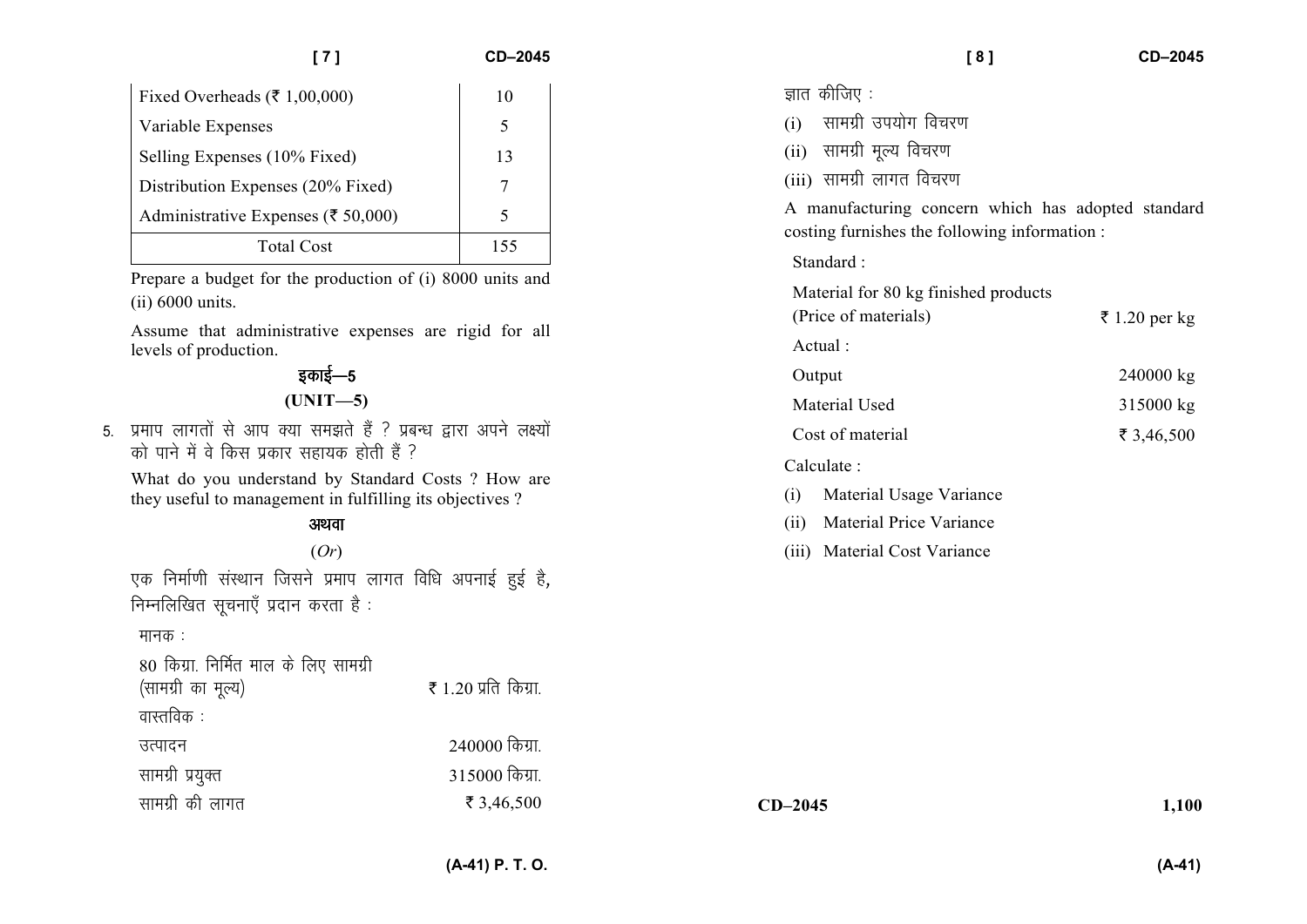| | |
|---|---|
| Fixed Overheads (₹ 1,00,000) | 10 |
| Variable Expenses | 5 |
| Selling Expenses (10% Fixed) | 13 |
| Distribution Expenses (20% Fixed) | 7 |
| Administrative Expenses (₹ 50,000) | 5 |
| Total Cost | 155 |

Prepare a budget for the production of (i) 8000 units and (ii) 6000 units.

Assume that administrative expenses are rigid for all levels of production.

## इकाई—5

## (UNIT—5)

5. प्रमाप लागतों से आप क्या समझते हैं ? प्रबन्ध द्वारा अपने लक्ष्यों को पाने में वे किस प्रकार सहायक होती हैं ?

What do you understand by Standard Costs ? How are they useful to management in fulfilling its objectives ?

**अथवा**

(*Or*)

एक निर्माणी संस्थान जिसने प्रमाप लागत विधि अपनाई हुई है, निम्नलिखित सूचनाएँ प्रदान करता है :

मानक :

| | |
|---|---|
| 80 किग्रा. निर्मित माल के लिए सामग्री (सामग्री का मूल्य) | ₹ 1.20 प्रति किग्रा. |
| वास्तविक : | |
| उत्पादन | 240000 किग्रा. |
| सामग्री प्रयुक्त | 315000 किग्रा. |
| सामग्री की लागत | ₹ 3,46,500 |

ज्ञात कीजिए :

(i) सामग्री उपयोग विचरण

(ii) सामग्री मूल्य विचरण

(iii) सामग्री लागत विचरण

A manufacturing concern which has adopted standard costing furnishes the following information :

Standard :

| | |
|---|---|
| Material for 80 kg finished products (Price of materials) | ₹ 1.20 per kg |
| Actual : | |
| Output | 240000 kg |
| Material Used | 315000 kg |
| Cost of material | ₹ 3,46,500 |

Calculate :

(i) Material Usage Variance

(ii) Material Price Variance

(iii) Material Cost Variance